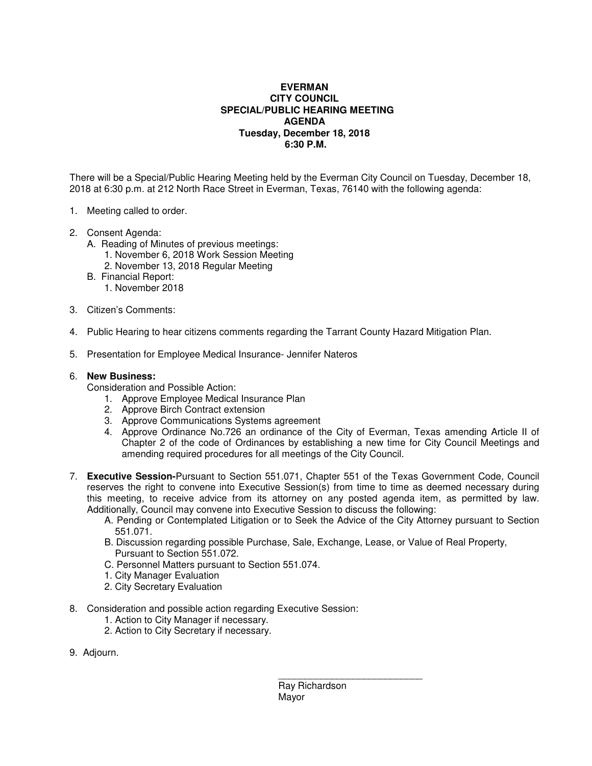# EVERMAN
# CITY COUNCIL
# SPECIAL/PUBLIC HEARING MEETING
# AGENDA
**Tuesday, December 18, 2018**
**6:30 P.M.**

There will be a Special/Public Hearing Meeting held by the Everman City Council on Tuesday, December 18, 2018 at 6:30 p.m. at 212 North Race Street in Everman, Texas, 76140 with the following agenda:

1. Meeting called to order.

2. Consent Agenda:
   A. Reading of Minutes of previous meetings:
      1. November 6, 2018 Work Session Meeting
      2. November 13, 2018 Regular Meeting
   B. Financial Report:
      1. November 2018

3. Citizen's Comments:

4. Public Hearing to hear citizens comments regarding the Tarrant County Hazard Mitigation Plan.

5. Presentation for Employee Medical Insurance- Jennifer Nateros

6. **New Business:**
   Consideration and Possible Action:
   1. Approve Employee Medical Insurance Plan
   2. Approve Birch Contract extension
   3. Approve Communications Systems agreement
   4. Approve Ordinance No.726 an ordinance of the City of Everman, Texas amending Article II of Chapter 2 of the code of Ordinances by establishing a new time for City Council Meetings and amending required procedures for all meetings of the City Council.

7. **Executive Session-**Pursuant to Section 551.071, Chapter 551 of the Texas Government Code, Council reserves the right to convene into Executive Session(s) from time to time as deemed necessary during this meeting, to receive advice from its attorney on any posted agenda item, as permitted by law. Additionally, Council may convene into Executive Session to discuss the following:
   A. Pending or Contemplated Litigation or to Seek the Advice of the City Attorney pursuant to Section 551.071.
   B. Discussion regarding possible Purchase, Sale, Exchange, Lease, or Value of Real Property, Pursuant to Section 551.072.
   C. Personnel Matters pursuant to Section 551.074.
   1. City Manager Evaluation
   2. City Secretary Evaluation

8. Consideration and possible action regarding Executive Session:
   1. Action to City Manager if necessary.
   2. Action to City Secretary if necessary.

9. Adjourn.

\_\_\_\_\_\_\_\_\_\_\_\_\_\_\_\_\_\_\_\_\_\_\_\_\_\_\_\_

Ray Richardson
Mayor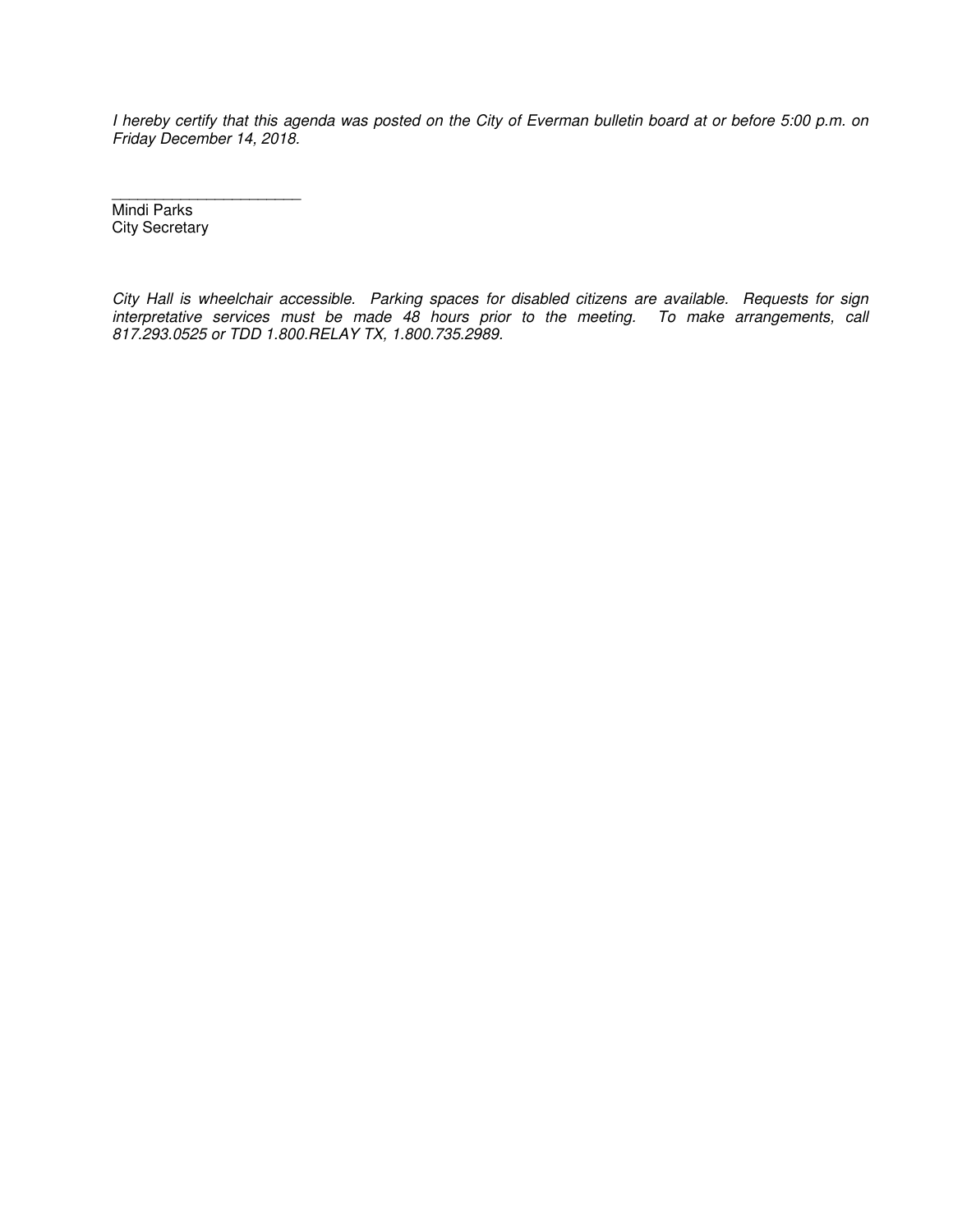*I hereby certify that this agenda was posted on the City of Everman bulletin board at or before 5:00 p.m. on Friday December 14, 2018.*

\_\_\_\_\_\_\_\_\_\_\_\_\_\_\_\_\_\_\_\_\_\_\_\_

Mindi Parks
City Secretary

*City Hall is wheelchair accessible. Parking spaces for disabled citizens are available. Requests for sign interpretative services must be made 48 hours prior to the meeting. To make arrangements, call 817.293.0525 or TDD 1.800.RELAY TX, 1.800.735.2989.*